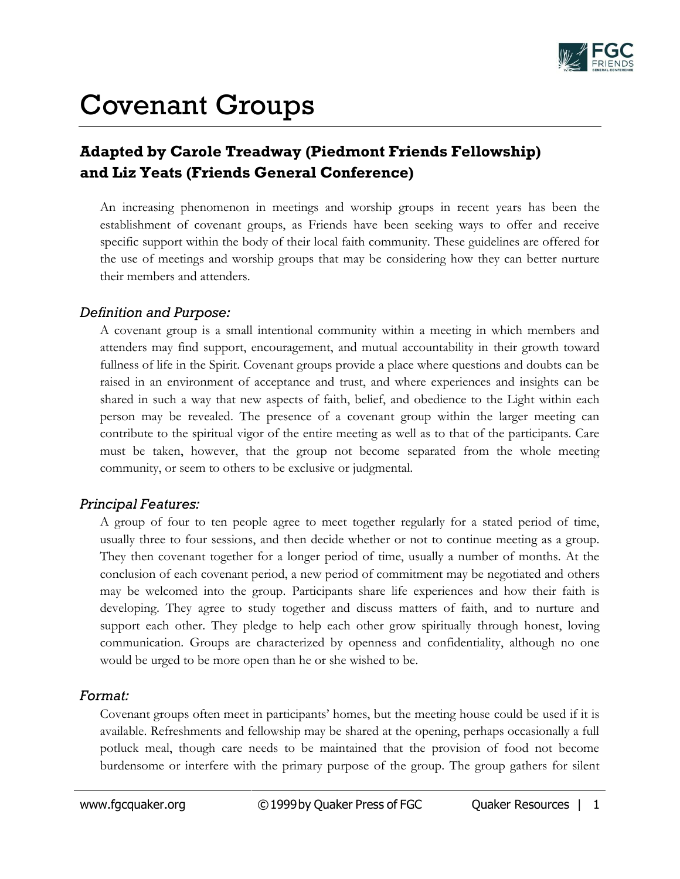# Covenant Groups

## Adapted by Carole Treadway (Piedmont Friends Fellowship) and Liz Yeats (Friends General Conference)

An increasing phenomenon in meetings and worship groups in recent years has been the establishment of covenant groups, as Friends have been seeking ways to offer and receive specific support within the body of their local faith community. These guidelines are offered for the use of meetings and worship groups that may be considering how they can better nurture their members and attenders.

### *Definition and Purpose:*

A covenant group is a small intentional community within a meeting in which members and attenders may find support, encouragement, and mutual accountability in their growth toward fullness of life in the Spirit. Covenant groups provide a place where questions and doubts can be raised in an environment of acceptance and trust, and where experiences and insights can be shared in such a way that new aspects of faith, belief, and obedience to the Light within each person may be revealed. The presence of a covenant group within the larger meeting can contribute to the spiritual vigor of the entire meeting as well as to that of the participants. Care must be taken, however, that the group not become separated from the whole meeting community, or seem to others to be exclusive or judgmental.

### *Principal Features:*

A group of four to ten people agree to meet together regularly for a stated period of time, usually three to four sessions, and then decide whether or not to continue meeting as a group. They then covenant together for a longer period of time, usually a number of months. At the conclusion of each covenant period, a new period of commitment may be negotiated and others may be welcomed into the group. Participants share life experiences and how their faith is developing. They agree to study together and discuss matters of faith, and to nurture and support each other. They pledge to help each other grow spiritually through honest, loving communication. Groups are characterized by openness and confidentiality, although no one would be urged to be more open than he or she wished to be.

### *Format:*

Covenant groups often meet in participants' homes, but the meeting house could be used if it is available. Refreshments and fellowship may be shared at the opening, perhaps occasionally a full potluck meal, though care needs to be maintained that the provision of food not become burdensome or interfere with the primary purpose of the group. The group gathers for silent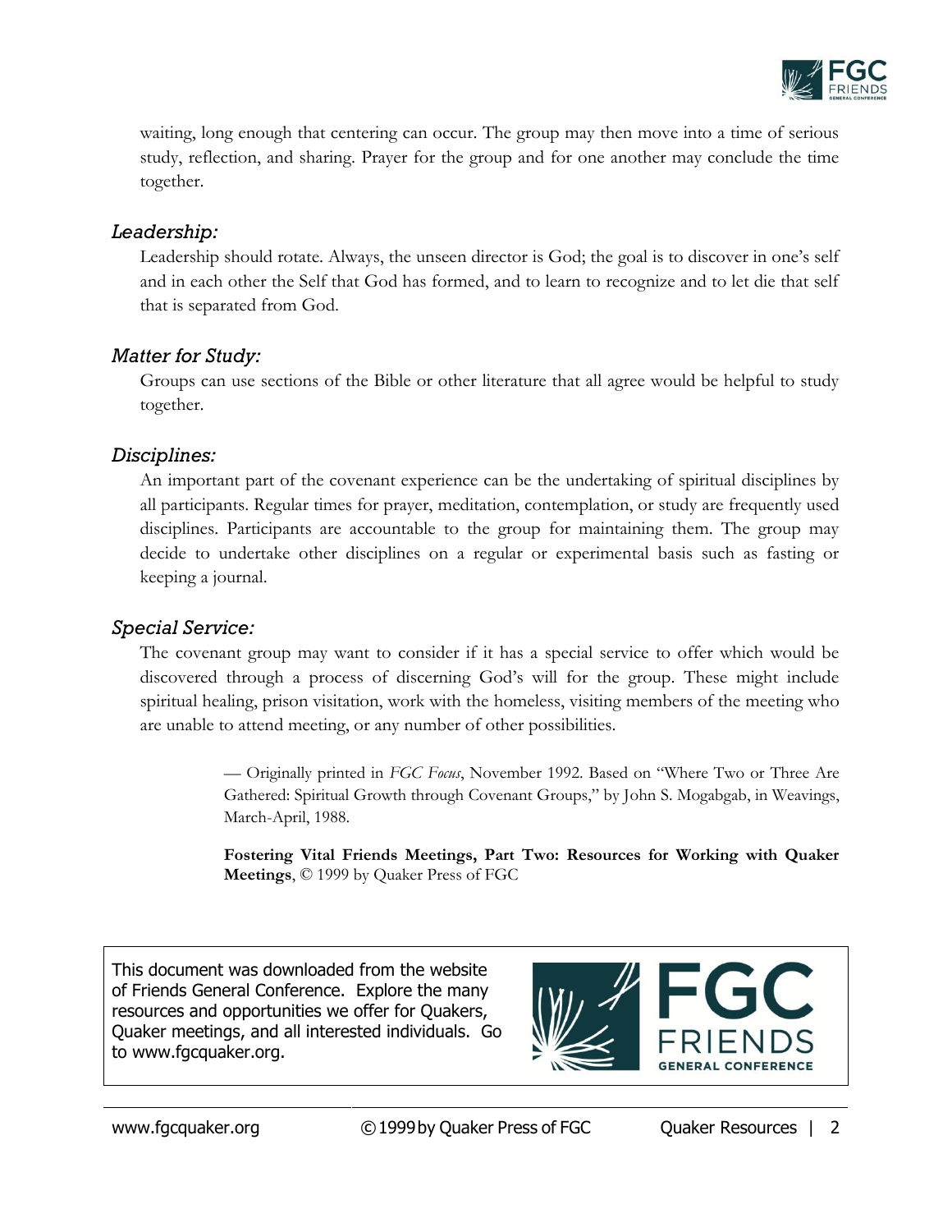waiting, long enough that centering can occur. The group may then move into a time of serious study, reflection, and sharing. Prayer for the group and for one another may conclude the time together.

### *Leadership:*

Leadership should rotate. Always, the unseen director is God; the goal is to discover in one's self and in each other the Self that God has formed, and to learn to recognize and to let die that self that is separated from God.

### *Matter for Study:*

Groups can use sections of the Bible or other literature that all agree would be helpful to study together.

### *Disciplines:*

An important part of the covenant experience can be the undertaking of spiritual disciplines by all participants. Regular times for prayer, meditation, contemplation, or study are frequently used disciplines. Participants are accountable to the group for maintaining them. The group may decide to undertake other disciplines on a regular or experimental basis such as fasting or keeping a journal.

### *Special Service:*

The covenant group may want to consider if it has a special service to offer which would be discovered through a process of discerning God's will for the group. These might include spiritual healing, prison visitation, work with the homeless, visiting members of the meeting who are unable to attend meeting, or any number of other possibilities.

— Originally printed in *FGC Focus*, November 1992. Based on "Where Two or Three Are Gathered: Spiritual Growth through Covenant Groups," by John S. Mogabgab, in Weavings, March-April, 1988.

**Fostering Vital Friends Meetings, Part Two: Resources for Working with Quaker Meetings**, © 1999 by Quaker Press of FGC

This document was downloaded from the website of Friends General Conference. Explore the many resources and opportunities we offer for Quakers, Quaker meetings, and all interested individuals. Go to www.fgcquaker.org.